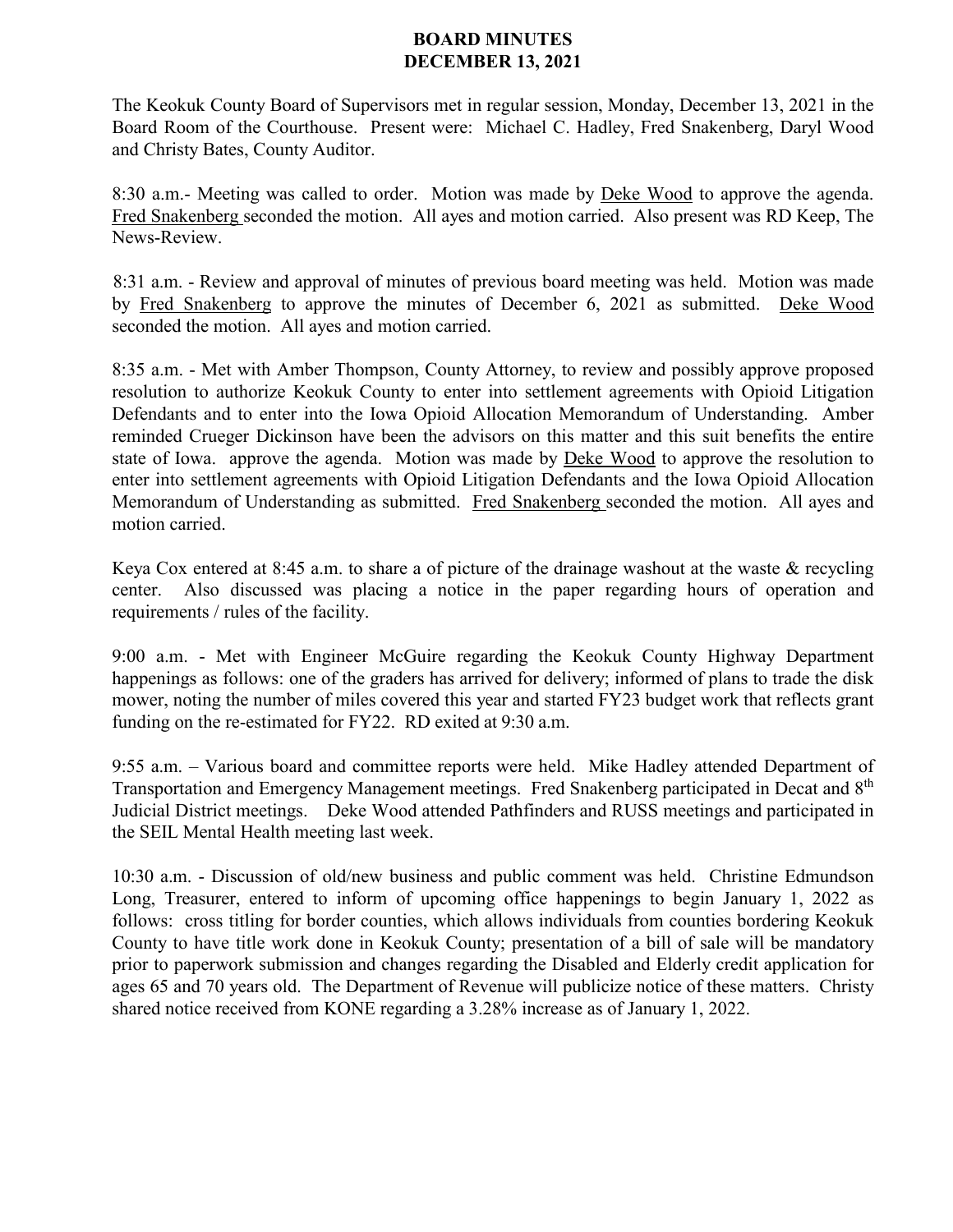# BOARD MINUTES
# DECEMBER 13, 2021

The Keokuk County Board of Supervisors met in regular session, Monday, December 13, 2021 in the Board Room of the Courthouse. Present were: Michael C. Hadley, Fred Snakenberg, Daryl Wood and Christy Bates, County Auditor.

8:30 a.m.- Meeting was called to order. Motion was made by Deke Wood to approve the agenda. Fred Snakenberg seconded the motion. All ayes and motion carried. Also present was RD Keep, The News-Review.

8:31 a.m. - Review and approval of minutes of previous board meeting was held. Motion was made by Fred Snakenberg to approve the minutes of December 6, 2021 as submitted. Deke Wood seconded the motion. All ayes and motion carried.

8:35 a.m. - Met with Amber Thompson, County Attorney, to review and possibly approve proposed resolution to authorize Keokuk County to enter into settlement agreements with Opioid Litigation Defendants and to enter into the Iowa Opioid Allocation Memorandum of Understanding. Amber reminded Crueger Dickinson have been the advisors on this matter and this suit benefits the entire state of Iowa. approve the agenda. Motion was made by Deke Wood to approve the resolution to enter into settlement agreements with Opioid Litigation Defendants and the Iowa Opioid Allocation Memorandum of Understanding as submitted. Fred Snakenberg seconded the motion. All ayes and motion carried.

Keya Cox entered at 8:45 a.m. to share a of picture of the drainage washout at the waste & recycling center. Also discussed was placing a notice in the paper regarding hours of operation and requirements / rules of the facility.

9:00 a.m. - Met with Engineer McGuire regarding the Keokuk County Highway Department happenings as follows: one of the graders has arrived for delivery; informed of plans to trade the disk mower, noting the number of miles covered this year and started FY23 budget work that reflects grant funding on the re-estimated for FY22. RD exited at 9:30 a.m.

9:55 a.m. – Various board and committee reports were held. Mike Hadley attended Department of Transportation and Emergency Management meetings. Fred Snakenberg participated in Decat and 8th Judicial District meetings. Deke Wood attended Pathfinders and RUSS meetings and participated in the SEIL Mental Health meeting last week.

10:30 a.m. - Discussion of old/new business and public comment was held. Christine Edmundson Long, Treasurer, entered to inform of upcoming office happenings to begin January 1, 2022 as follows: cross titling for border counties, which allows individuals from counties bordering Keokuk County to have title work done in Keokuk County; presentation of a bill of sale will be mandatory prior to paperwork submission and changes regarding the Disabled and Elderly credit application for ages 65 and 70 years old. The Department of Revenue will publicize notice of these matters. Christy shared notice received from KONE regarding a 3.28% increase as of January 1, 2022.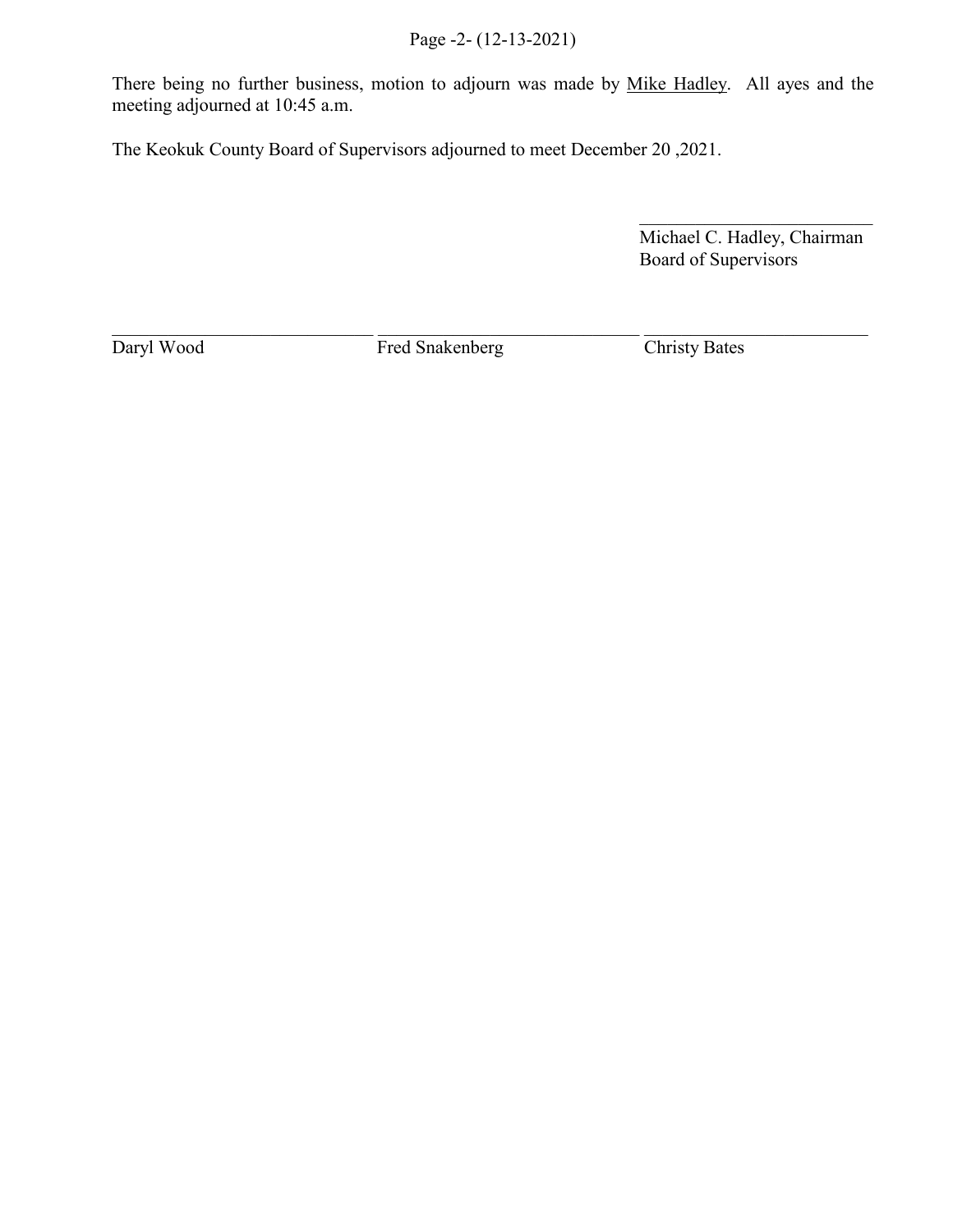There being no further business, motion to adjourn was made by Mike Hadley. All ayes and the meeting adjourned at 10:45 a.m.

The Keokuk County Board of Supervisors adjourned to meet December 20 ,2021.

\_\_\_\_\_\_\_\_\_\_\_\_\_\_\_\_\_\_\_\_\_\_\_\_\_\_\_\_
Michael C. Hadley, Chairman
Board of Supervisors

| | | |
|---|---|---|
| \_\_\_\_\_\_\_\_\_\_\_\_\_\_\_\_\_\_\_\_\_\_\_\_\_\_\_\_ | \_\_\_\_\_\_\_\_\_\_\_\_\_\_\_\_\_\_\_\_\_\_\_\_\_\_\_\_ | \_\_\_\_\_\_\_\_\_\_\_\_\_\_\_\_\_\_\_\_\_\_\_\_\_\_\_\_ |
| Daryl Wood | Fred Snakenberg | Christy Bates |